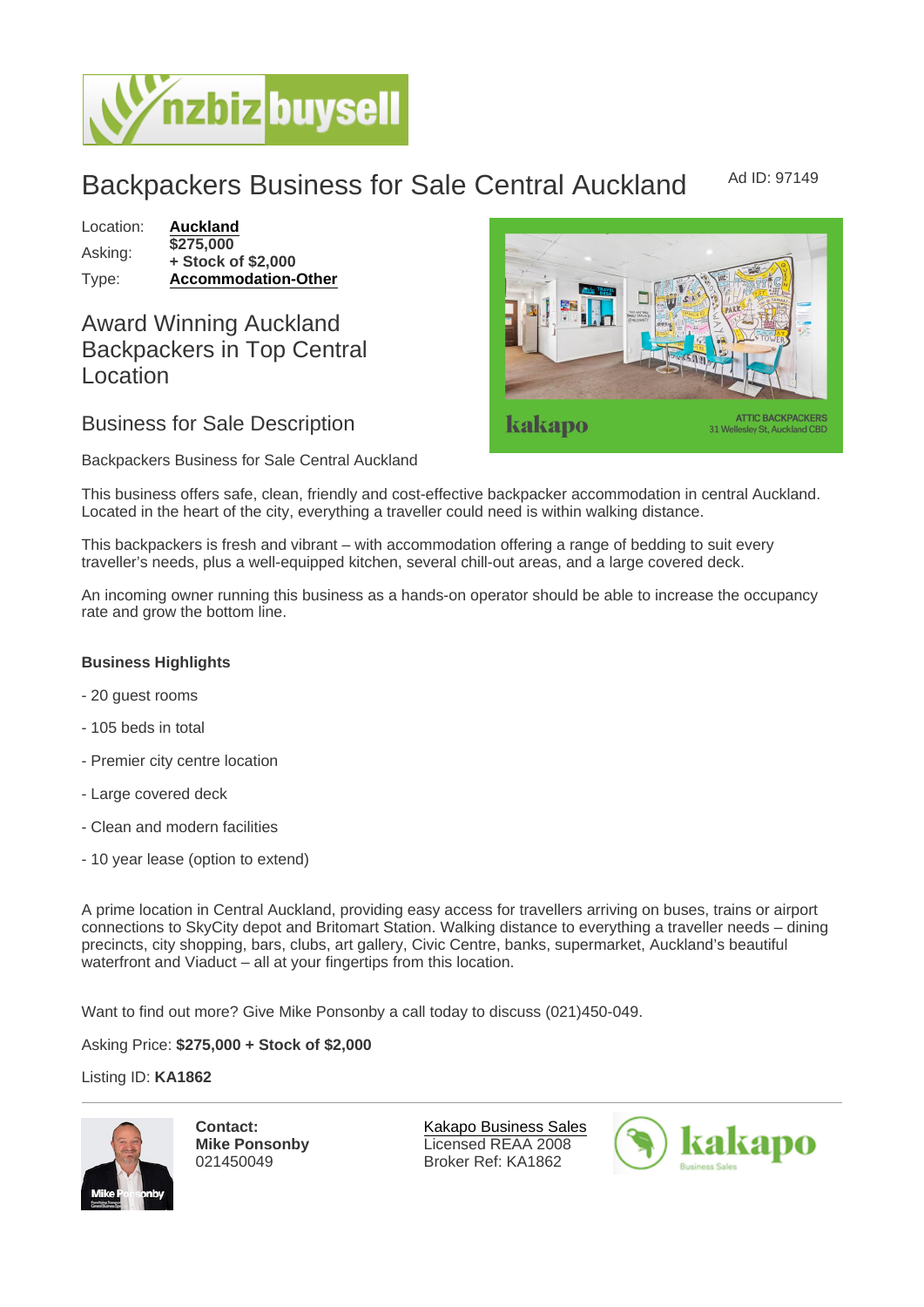# Backpackers Business for Sale Central Auckland

Ad ID: 97149

| | |
|---|---|
| Location: | **Auckland** |
| Asking: | **$275,000 + Stock of $2,000** |
| Type: | **Accommodation-Other** |

## Award Winning Auckland Backpackers in Top Central Location

## Business for Sale Description

Backpackers Business for Sale Central Auckland

This business offers safe, clean, friendly and cost-effective backpacker accommodation in central Auckland. Located in the heart of the city, everything a traveller could need is within walking distance.

This backpackers is fresh and vibrant – with accommodation offering a range of bedding to suit every traveller's needs, plus a well-equipped kitchen, several chill-out areas, and a large covered deck.

An incoming owner running this business as a hands-on operator should be able to increase the occupancy rate and grow the bottom line.

**Business Highlights**

- 20 guest rooms
- 105 beds in total
- Premier city centre location
- Large covered deck
- Clean and modern facilities
- 10 year lease (option to extend)

A prime location in Central Auckland, providing easy access for travellers arriving on buses, trains or airport connections to SkyCity depot and Britomart Station. Walking distance to everything a traveller needs – dining precincts, city shopping, bars, clubs, art gallery, Civic Centre, banks, supermarket, Auckland's beautiful waterfront and Viaduct – all at your fingertips from this location.

Want to find out more? Give Mike Ponsonby a call today to discuss (021)450-049.

Asking Price: **$275,000 + Stock of $2,000**

Listing ID: **KA1862**

---

**Contact:**
**Mike Ponsonby**
021450049

Kakapo Business Sales
Licensed REAA 2008
Broker Ref: KA1862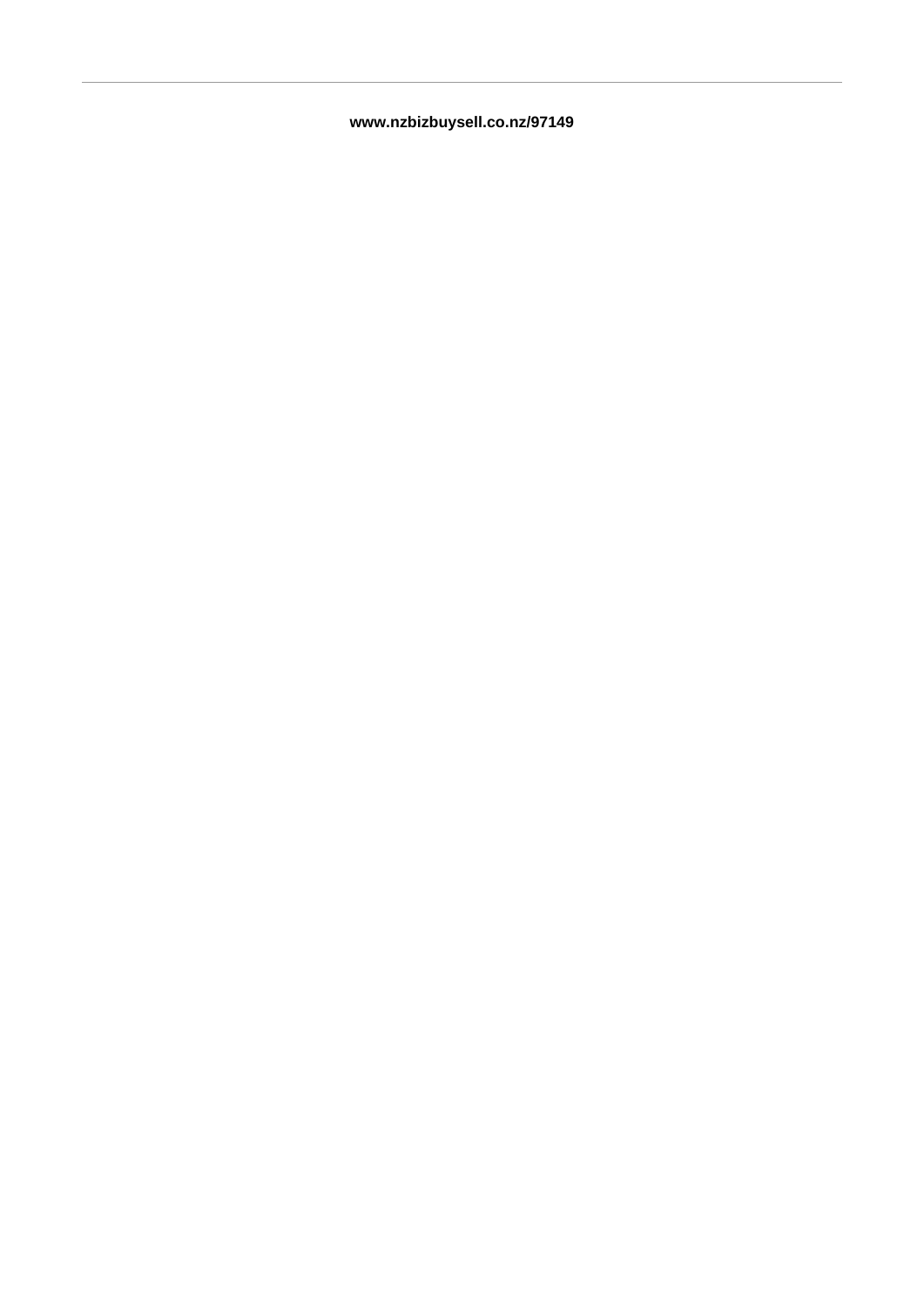www.nzbizbuysell.co.nz/97149